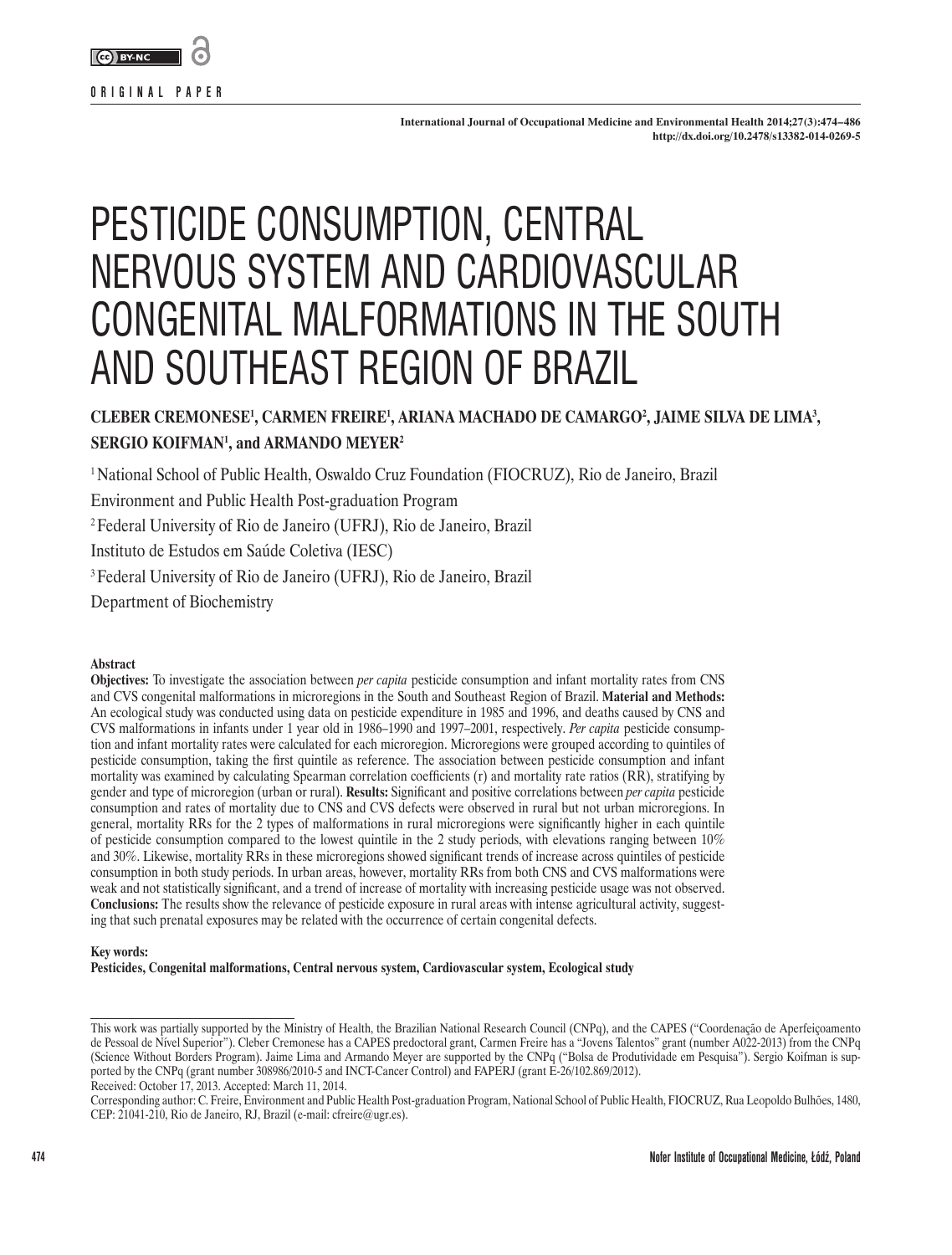ORIGINAL PAPER

# PESTICIDE CONSUMPTION, CENTRAL NERVOUS SYSTEM AND CARDIOVASCULAR CONGENITAL MALFORMATIONS IN THE SOUTH AND SOUTHEAST REGION OF BRAZIL

**CLEBER CREMONESE[1], CARMEN FREIRE[1], ARIANA MACHADO DE CAMARGO[2], JAIME SILVA DE LIMA[3], SERGIO KOIFMAN[1], and ARMANDO MEYER[2]**

[1] National School of Public Health, Oswaldo Cruz Foundation (FIOCRUZ), Rio de Janeiro, Brazil
Environment and Public Health Post-graduation Program

[2] Federal University of Rio de Janeiro (UFRJ), Rio de Janeiro, Brazil
Instituto de Estudos em Saúde Coletiva (IESC)

[3] Federal University of Rio de Janeiro (UFRJ), Rio de Janeiro, Brazil
Department of Biochemistry

**Abstract**

**Objectives:** To investigate the association between *per capita* pesticide consumption and infant mortality rates from CNS and CVS congenital malformations in microregions in the South and Southeast Region of Brazil. **Material and Methods:** An ecological study was conducted using data on pesticide expenditure in 1985 and 1996, and deaths caused by CNS and CVS malformations in infants under 1 year old in 1986–1990 and 1997–2001, respectively. *Per capita* pesticide consumption and infant mortality rates were calculated for each microregion. Microregions were grouped according to quintiles of pesticide consumption, taking the first quintile as reference. The association between pesticide consumption and infant mortality was examined by calculating Spearman correlation coefficients (r) and mortality rate ratios (RR), stratifying by gender and type of microregion (urban or rural). **Results:** Significant and positive correlations between *per capita* pesticide consumption and rates of mortality due to CNS and CVS defects were observed in rural but not urban microregions. In general, mortality RRs for the 2 types of malformations in rural microregions were significantly higher in each quintile of pesticide consumption compared to the lowest quintile in the 2 study periods, with elevations ranging between 10% and 30%. Likewise, mortality RRs in these microregions showed significant trends of increase across quintiles of pesticide consumption in both study periods. In urban areas, however, mortality RRs from both CNS and CVS malformations were weak and not statistically significant, and a trend of increase of mortality with increasing pesticide usage was not observed. **Conclusions:** The results show the relevance of pesticide exposure in rural areas with intense agricultural activity, suggesting that such prenatal exposures may be related with the occurrence of certain congenital defects.

**Key words:**
**Pesticides, Congenital malformations, Central nervous system, Cardiovascular system, Ecological study**

---

This work was partially supported by the Ministry of Health, the Brazilian National Research Council (CNPq), and the CAPES ("Coordenação de Aperfeiçoamento de Pessoal de Nível Superior"). Cleber Cremonese has a CAPES predoctoral grant, Carmen Freire has a "Jovens Talentos" grant (number A022-2013) from the CNPq (Science Without Borders Program). Jaime Lima and Armando Meyer are supported by the CNPq ("Bolsa de Produtividade em Pesquisa"). Sergio Koifman is supported by the CNPq (grant number 308986/2010-5 and INCT-Cancer Control) and FAPERJ (grant E-26/102.869/2012).
Received: October 17, 2013. Accepted: March 11, 2014.
Corresponding author: C. Freire, Environment and Public Health Post-graduation Program, National School of Public Health, FIOCRUZ, Rua Leopoldo Bulhões, 1480, CEP: 21041-210, Rio de Janeiro, RJ, Brazil (e-mail: cfreire@ugr.es).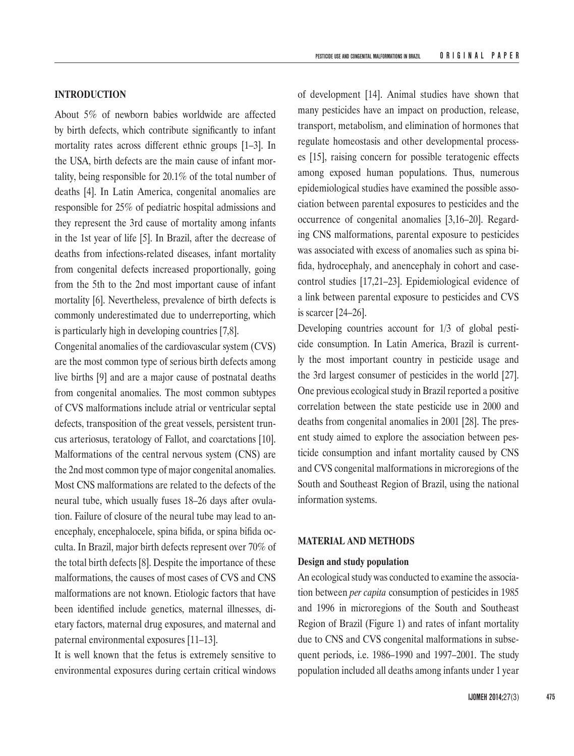## INTRODUCTION

About 5% of newborn babies worldwide are affected by birth defects, which contribute significantly to infant mortality rates across different ethnic groups [1–3]. In the USA, birth defects are the main cause of infant mortality, being responsible for 20.1% of the total number of deaths [4]. In Latin America, congenital anomalies are responsible for 25% of pediatric hospital admissions and they represent the 3rd cause of mortality among infants in the 1st year of life [5]. In Brazil, after the decrease of deaths from infections-related diseases, infant mortality from congenital defects increased proportionally, going from the 5th to the 2nd most important cause of infant mortality [6]. Nevertheless, prevalence of birth defects is commonly underestimated due to underreporting, which is particularly high in developing countries [7,8].

Congenital anomalies of the cardiovascular system (CVS) are the most common type of serious birth defects among live births [9] and are a major cause of postnatal deaths from congenital anomalies. The most common subtypes of CVS malformations include atrial or ventricular septal defects, transposition of the great vessels, persistent truncus arteriosus, teratology of Fallot, and coarctations [10]. Malformations of the central nervous system (CNS) are the 2nd most common type of major congenital anomalies. Most CNS malformations are related to the defects of the neural tube, which usually fuses 18–26 days after ovulation. Failure of closure of the neural tube may lead to anencephaly, encephalocele, spina bifida, or spina bifida occulta. In Brazil, major birth defects represent over 70% of the total birth defects [8]. Despite the importance of these malformations, the causes of most cases of CVS and CNS malformations are not known. Etiologic factors that have been identified include genetics, maternal illnesses, dietary factors, maternal drug exposures, and maternal and paternal environmental exposures [11–13].

It is well known that the fetus is extremely sensitive to environmental exposures during certain critical windows of development [14]. Animal studies have shown that many pesticides have an impact on production, release, transport, metabolism, and elimination of hormones that regulate homeostasis and other developmental processes [15], raising concern for possible teratogenic effects among exposed human populations. Thus, numerous epidemiological studies have examined the possible association between parental exposures to pesticides and the occurrence of congenital anomalies [3,16–20]. Regarding CNS malformations, parental exposure to pesticides was associated with excess of anomalies such as spina bifida, hydrocephaly, and anencephaly in cohort and case-control studies [17,21–23]. Epidemiological evidence of a link between parental exposure to pesticides and CVS is scarcer [24–26].

Developing countries account for 1/3 of global pesticide consumption. In Latin America, Brazil is currently the most important country in pesticide usage and the 3rd largest consumer of pesticides in the world [27]. One previous ecological study in Brazil reported a positive correlation between the state pesticide use in 2000 and deaths from congenital anomalies in 2001 [28]. The present study aimed to explore the association between pesticide consumption and infant mortality caused by CNS and CVS congenital malformations in microregions of the South and Southeast Region of Brazil, using the national information systems.

## MATERIAL AND METHODS

### Design and study population

An ecological study was conducted to examine the association between *per capita* consumption of pesticides in 1985 and 1996 in microregions of the South and Southeast Region of Brazil (Figure 1) and rates of infant mortality due to CNS and CVS congenital malformations in subsequent periods, i.e. 1986–1990 and 1997–2001. The study population included all deaths among infants under 1 year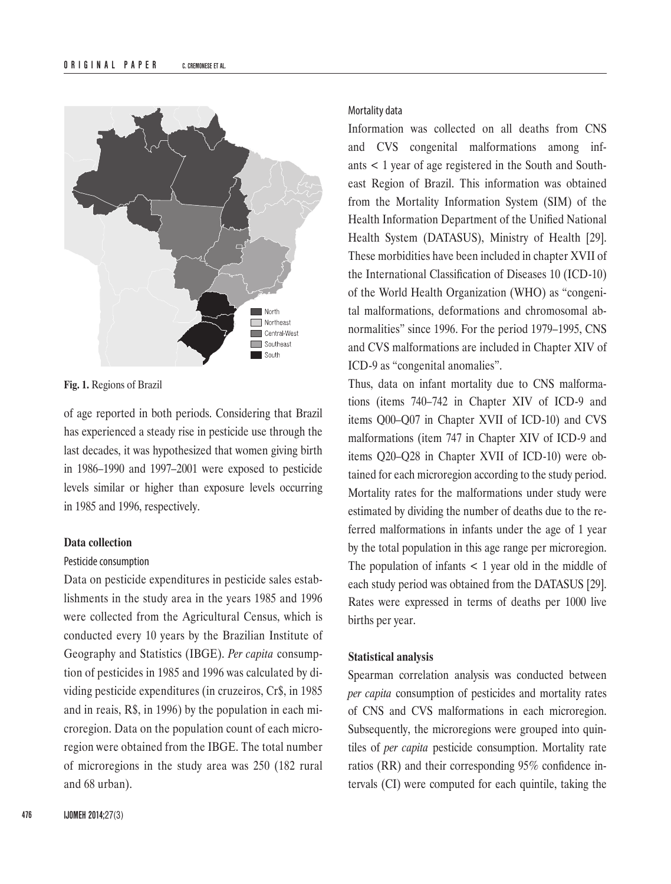Fig. 1. Regions of Brazil

of age reported in both periods. Considering that Brazil has experienced a steady rise in pesticide use through the last decades, it was hypothesized that women giving birth in 1986–1990 and 1997–2001 were exposed to pesticide levels similar or higher than exposure levels occurring in 1985 and 1996, respectively.

### Data collection

#### Pesticide consumption

Data on pesticide expenditures in pesticide sales establishments in the study area in the years 1985 and 1996 were collected from the Agricultural Census, which is conducted every 10 years by the Brazilian Institute of Geography and Statistics (IBGE). *Per capita* consumption of pesticides in 1985 and 1996 was calculated by dividing pesticide expenditures (in cruzeiros, Cr$, in 1985 and in reais, R$, in 1996) by the population in each microregion. Data on the population count of each microregion were obtained from the IBGE. The total number of microregions in the study area was 250 (182 rural and 68 urban).

#### Mortality data

Information was collected on all deaths from CNS and CVS congenital malformations among infants < 1 year of age registered in the South and Southeast Region of Brazil. This information was obtained from the Mortality Information System (SIM) of the Health Information Department of the Unified National Health System (DATASUS), Ministry of Health [29]. These morbidities have been included in chapter XVII of the International Classification of Diseases 10 (ICD-10) of the World Health Organization (WHO) as "congenital malformations, deformations and chromosomal abnormalities" since 1996. For the period 1979–1995, CNS and CVS malformations are included in Chapter XIV of ICD-9 as "congenital anomalies".

Thus, data on infant mortality due to CNS malformations (items 740–742 in Chapter XIV of ICD-9 and items Q00–Q07 in Chapter XVII of ICD-10) and CVS malformations (item 747 in Chapter XIV of ICD-9 and items Q20–Q28 in Chapter XVII of ICD-10) were obtained for each microregion according to the study period. Mortality rates for the malformations under study were estimated by dividing the number of deaths due to the referred malformations in infants under the age of 1 year by the total population in this age range per microregion. The population of infants < 1 year old in the middle of each study period was obtained from the DATASUS [29]. Rates were expressed in terms of deaths per 1000 live births per year.

### Statistical analysis

Spearman correlation analysis was conducted between *per capita* consumption of pesticides and mortality rates of CNS and CVS malformations in each microregion. Subsequently, the microregions were grouped into quintiles of *per capita* pesticide consumption. Mortality rate ratios (RR) and their corresponding 95% confidence intervals (CI) were computed for each quintile, taking the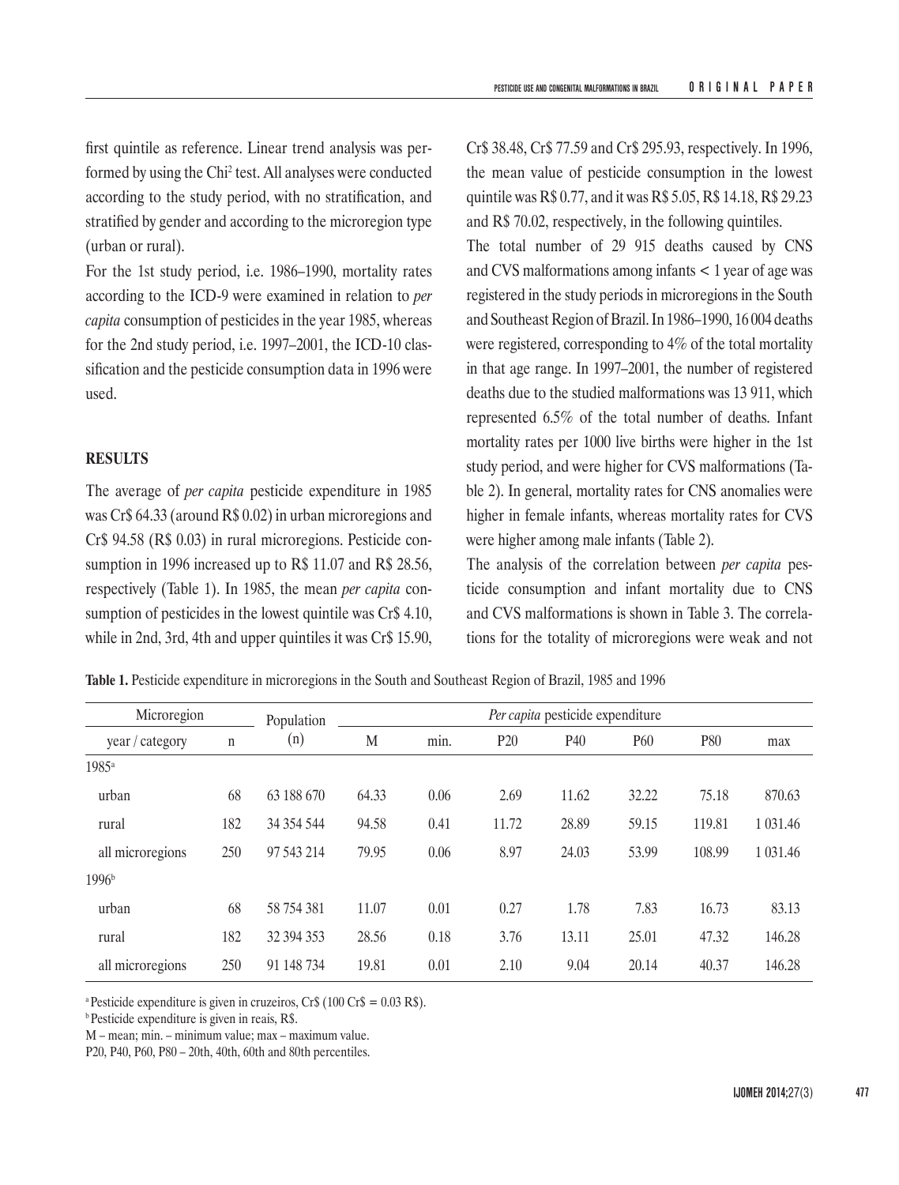first quintile as reference. Linear trend analysis was performed by using the $Chi^2$ test. All analyses were conducted according to the study period, with no stratification, and stratified by gender and according to the microregion type (urban or rural).

For the 1st study period, i.e. 1986–1990, mortality rates according to the ICD-9 were examined in relation to *per capita* consumption of pesticides in the year 1985, whereas for the 2nd study period, i.e. 1997–2001, the ICD-10 classification and the pesticide consumption data in 1996 were used.

## RESULTS

The average of *per capita* pesticide expenditure in 1985 was Cr$ 64.33 (around R$ 0.02) in urban microregions and Cr$ 94.58 (R$ 0.03) in rural microregions. Pesticide consumption in 1996 increased up to R$ 11.07 and R$ 28.56, respectively (Table 1). In 1985, the mean *per capita* consumption of pesticides in the lowest quintile was Cr$ 4.10, while in 2nd, 3rd, 4th and upper quintiles it was Cr$ 15.90, Cr$ 38.48, Cr$ 77.59 and Cr$ 295.93, respectively. In 1996, the mean value of pesticide consumption in the lowest quintile was R$ 0.77, and it was R$ 5.05, R$ 14.18, R$ 29.23 and R$ 70.02, respectively, in the following quintiles.

The total number of 29 915 deaths caused by CNS and CVS malformations among infants < 1 year of age was registered in the study periods in microregions in the South and Southeast Region of Brazil. In 1986–1990, 16 004 deaths were registered, corresponding to 4% of the total mortality in that age range. In 1997–2001, the number of registered deaths due to the studied malformations was 13 911, which represented 6.5% of the total number of deaths. Infant mortality rates per 1000 live births were higher in the 1st study period, and were higher for CVS malformations (Table 2). In general, mortality rates for CNS anomalies were higher in female infants, whereas mortality rates for CVS were higher among male infants (Table 2).

The analysis of the correlation between *per capita* pesticide consumption and infant mortality due to CNS and CVS malformations is shown in Table 3. The correlations for the totality of microregions were weak and not

**Table 1.** Pesticide expenditure in microregions in the South and Southeast Region of Brazil, 1985 and 1996

| Microregion | | Population | *Per capita* pesticide expenditure | | | | | | |
|---|---|---|---|---|---|---|---|---|---|
| year / category | n | (n) | M | min. | P20 | P40 | P60 | P80 | max |
| 1985[a] | | | | | | | | | |
| urban | 68 | 63 188 670 | 64.33 | 0.06 | 2.69 | 11.62 | 32.22 | 75.18 | 870.63 |
| rural | 182 | 34 354 544 | 94.58 | 0.41 | 11.72 | 28.89 | 59.15 | 119.81 | 1 031.46 |
| all microregions | 250 | 97 543 214 | 79.95 | 0.06 | 8.97 | 24.03 | 53.99 | 108.99 | 1 031.46 |
| 1996[b] | | | | | | | | | |
| urban | 68 | 58 754 381 | 11.07 | 0.01 | 0.27 | 1.78 | 7.83 | 16.73 | 83.13 |
| rural | 182 | 32 394 353 | 28.56 | 0.18 | 3.76 | 13.11 | 25.01 | 47.32 | 146.28 |
| all microregions | 250 | 91 148 734 | 19.81 | 0.01 | 2.10 | 9.04 | 20.14 | 40.37 | 146.28 |

[a] Pesticide expenditure is given in cruzeiros, Cr$ (100 Cr$ = 0.03 R$).
[b] Pesticide expenditure is given in reais, R$.
M – mean; min. – minimum value; max – maximum value.
P20, P40, P60, P80 – 20th, 40th, 60th and 80th percentiles.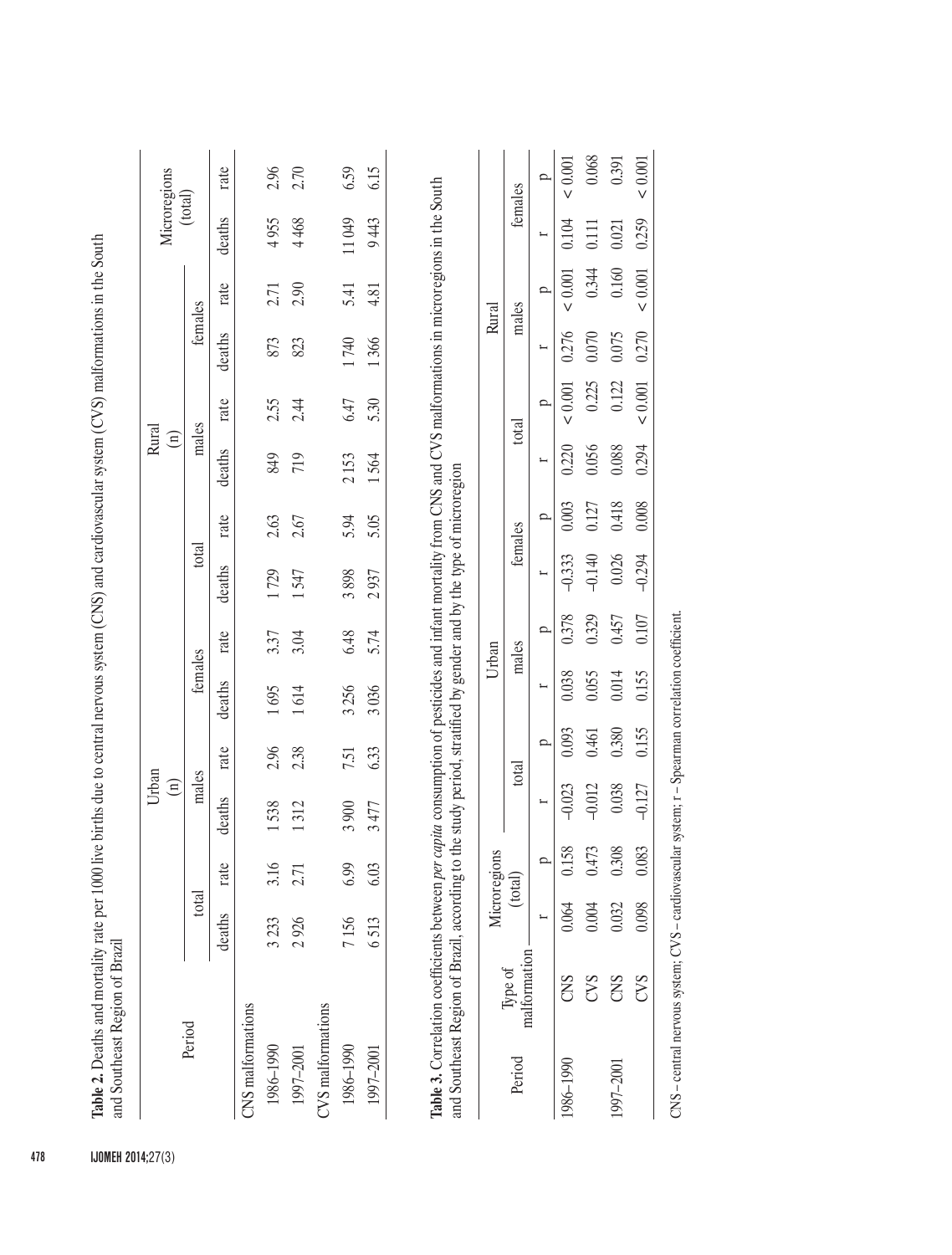**Table 2.** Deaths and mortality rate per 1000 live births due to central nervous system (CNS) and cardiovascular system (CVS) malformations in the South and Southeast Region of Brazil

| Period | Urban (n) | | | | | | Rural (n) | | | | | | Microregions (total) | |
|---|---|---|---|---|---|---|---|---|---|---|---|---|---|---|
| | total | | males | | females | | total | | males | | females | | | |
| | deaths | rate | deaths | rate | deaths | rate | deaths | rate | deaths | rate | deaths | rate | deaths | rate |
| CNS malformations | | | | | | | | | | | | | | |
| 1986–1990 | 3 233 | 3.16 | 1 538 | 2.96 | 1 695 | 3.37 | 1 729 | 2.63 | 849 | 2.55 | 873 | 2.71 | 4 955 | 2.96 |
| 1997–2001 | 2 926 | 2.71 | 1 312 | 2.38 | 1 614 | 3.04 | 1 547 | 2.67 | 719 | 2.44 | 823 | 2.90 | 4 468 | 2.70 |
| CVS malformations | | | | | | | | | | | | | | |
| 1986–1990 | 7 156 | 6.99 | 3 900 | 7.51 | 3 256 | 6.48 | 3 898 | 5.94 | 2 153 | 6.47 | 1 740 | 5.41 | 11 049 | 6.59 |
| 1997–2001 | 6 513 | 6.03 | 3 477 | 6.33 | 3 036 | 5.74 | 2 937 | 5.05 | 1 564 | 5.30 | 1 366 | 4.81 | 9 443 | 6.15 |

**Table 3.** Correlation coefficients between *per capita* consumption of pesticides and infant mortality from CNS and CVS malformations in microregions in the South and Southeast Region of Brazil, according to the study period, stratified by gender and by the type of microregion

| Period | Type of malformation | Microregions (total) | | Urban | | | | | | Rural | | | | | |
|---|---|---|---|---|---|---|---|---|---|---|---|---|---|---|---|
| | | | | total | | males | | females | | total | | males | | females | |
| | | r | p | r | p | r | p | r | p | r | p | r | p | r | p |
| 1986–1990 | CNS | 0.064 | 0.158 | –0.023 | 0.093 | 0.038 | 0.378 | –0.333 | 0.003 | 0.220 | < 0.001 | 0.276 | < 0.001 | 0.104 | < 0.001 |
| | CVS | 0.004 | 0.473 | –0.012 | 0.461 | 0.055 | 0.329 | –0.140 | 0.127 | 0.056 | 0.225 | 0.070 | 0.344 | 0.111 | 0.068 |
| 1997–2001 | CNS | 0.032 | 0.308 | 0.038 | 0.380 | 0.014 | 0.457 | 0.026 | 0.418 | 0.088 | 0.122 | 0.075 | 0.160 | 0.021 | 0.391 |
| | CVS | 0.098 | 0.083 | –0.127 | 0.155 | 0.155 | 0.107 | –0.294 | 0.008 | 0.294 | < 0.001 | 0.270 | < 0.001 | 0.259 | < 0.001 |

CNS – central nervous system; CVS – cardiovascular system; r – Spearman correlation coefficient.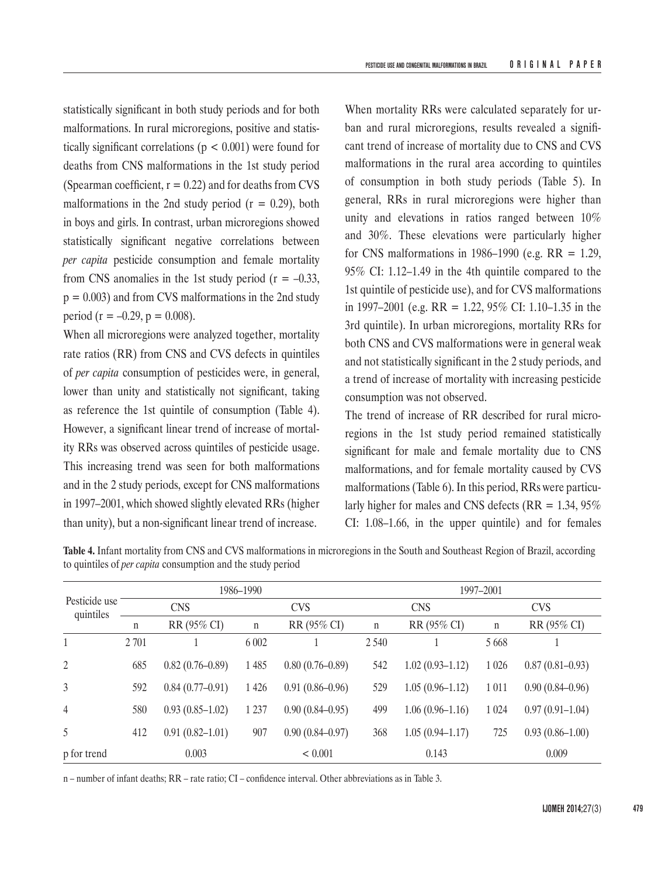statistically significant in both study periods and for both malformations. In rural microregions, positive and statistically significant correlations ($p < 0.001$) were found for deaths from CNS malformations in the 1st study period (Spearman coefficient, $r = 0.22$) and for deaths from CVS malformations in the 2nd study period ($r = 0.29$), both in boys and girls. In contrast, urban microregions showed statistically significant negative correlations between *per capita* pesticide consumption and female mortality from CNS anomalies in the 1st study period ($r = -0.33$, $p = 0.003$) and from CVS malformations in the 2nd study period ($r = -0.29$, $p = 0.008$).

When all microregions were analyzed together, mortality rate ratios (RR) from CNS and CVS defects in quintiles of *per capita* consumption of pesticides were, in general, lower than unity and statistically not significant, taking as reference the 1st quintile of consumption (Table 4). However, a significant linear trend of increase of mortality RRs was observed across quintiles of pesticide usage. This increasing trend was seen for both malformations and in the 2 study periods, except for CNS malformations in 1997–2001, which showed slightly elevated RRs (higher than unity), but a non-significant linear trend of increase.

When mortality RRs were calculated separately for urban and rural microregions, results revealed a significant trend of increase of mortality due to CNS and CVS malformations in the rural area according to quintiles of consumption in both study periods (Table 5). In general, RRs in rural microregions were higher than unity and elevations in ratios ranged between 10% and 30%. These elevations were particularly higher for CNS malformations in 1986–1990 (e.g. RR = 1.29, 95% CI: 1.12–1.49 in the 4th quintile compared to the 1st quintile of pesticide use), and for CVS malformations in 1997–2001 (e.g. RR = 1.22, 95% CI: 1.10–1.35 in the 3rd quintile). In urban microregions, mortality RRs for both CNS and CVS malformations were in general weak and not statistically significant in the 2 study periods, and a trend of increase of mortality with increasing pesticide consumption was not observed.

The trend of increase of RR described for rural microregions in the 1st study period remained statistically significant for male and female mortality due to CNS malformations, and for female mortality caused by CVS malformations (Table 6). In this period, RRs were particularly higher for males and CNS defects (RR = 1.34, 95% CI: 1.08–1.66, in the upper quintile) and for females

**Table 4.** Infant mortality from CNS and CVS malformations in microregions in the South and Southeast Region of Brazil, according to quintiles of *per capita* consumption and the study period

| Pesticide use quintiles | 1986–1990 | | | | 1997–2001 | | | |
|---|---|---|---|---|---|---|---|---|
| | CNS | | CVS | | CNS | | CVS | |
| | n | RR (95% CI) | n | RR (95% CI) | n | RR (95% CI) | n | RR (95% CI) |
| 1 | 2 701 | 1 | 6 002 | 1 | 2 540 | 1 | 5 668 | 1 |
| 2 | 685 | 0.82 (0.76–0.89) | 1 485 | 0.80 (0.76–0.89) | 542 | 1.02 (0.93–1.12) | 1 026 | 0.87 (0.81–0.93) |
| 3 | 592 | 0.84 (0.77–0.91) | 1 426 | 0.91 (0.86–0.96) | 529 | 1.05 (0.96–1.12) | 1 011 | 0.90 (0.84–0.96) |
| 4 | 580 | 0.93 (0.85–1.02) | 1 237 | 0.90 (0.84–0.95) | 499 | 1.06 (0.96–1.16) | 1 024 | 0.97 (0.91–1.04) |
| 5 | 412 | 0.91 (0.82–1.01) | 907 | 0.90 (0.84–0.97) | 368 | 1.05 (0.94–1.17) | 725 | 0.93 (0.86–1.00) |
| p for trend | | 0.003 | | < 0.001 | | 0.143 | | 0.009 |

n – number of infant deaths; RR – rate ratio; CI – confidence interval. Other abbreviations as in Table 3.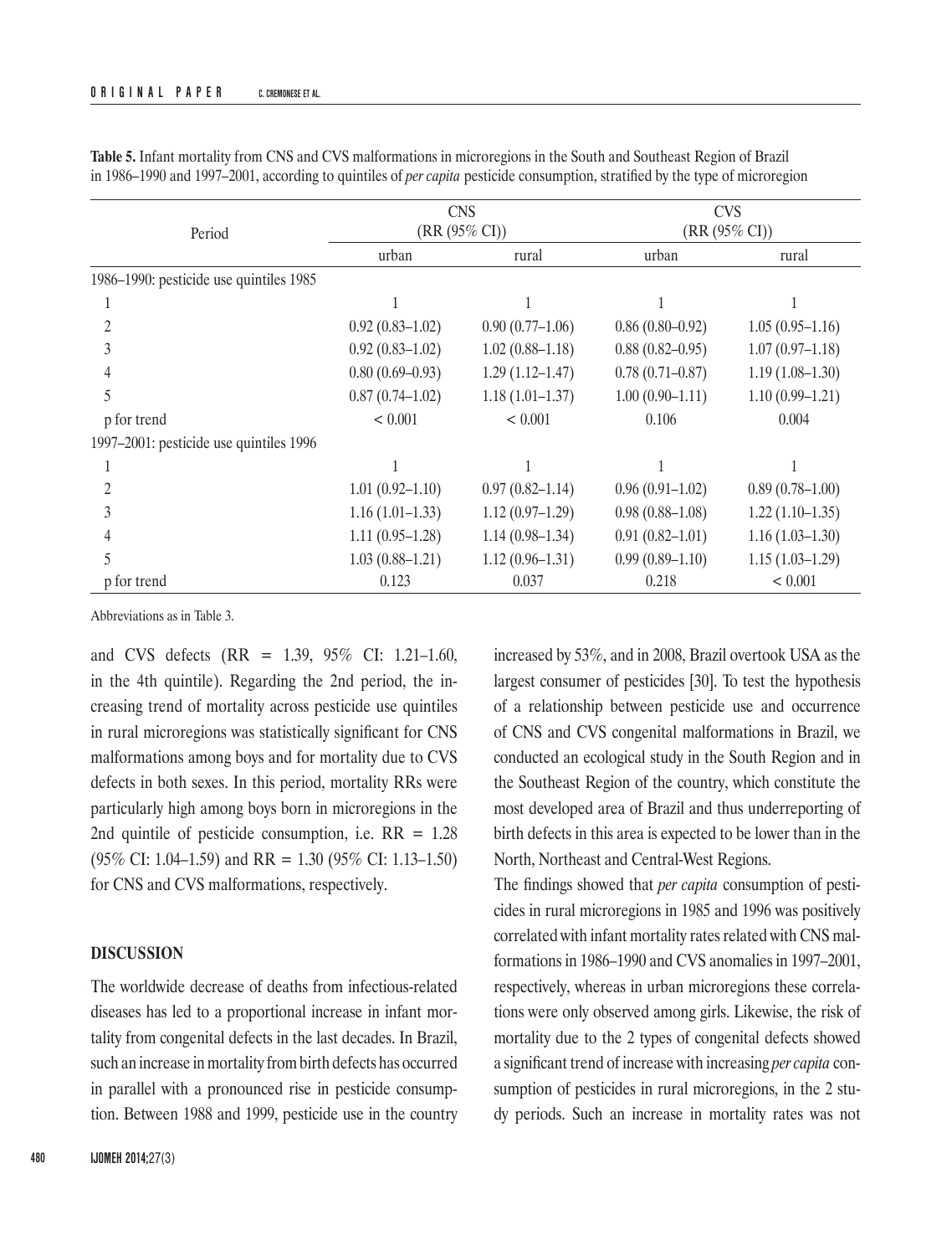**Table 5.** Infant mortality from CNS and CVS malformations in microregions in the South and Southeast Region of Brazil in 1986–1990 and 1997–2001, according to quintiles of *per capita* pesticide consumption, stratified by the type of microregion

| Period | CNS (RR (95% CI)) | | CVS (RR (95% CI)) | |
|---|---|---|---|---|
| | urban | rural | urban | rural |
| 1986–1990: pesticide use quintiles 1985 | | | | |
| 1 | 1 | 1 | 1 | 1 |
| 2 | 0.92 (0.83–1.02) | 0.90 (0.77–1.06) | 0.86 (0.80–0.92) | 1.05 (0.95–1.16) |
| 3 | 0.92 (0.83–1.02) | 1.02 (0.88–1.18) | 0.88 (0.82–0.95) | 1.07 (0.97–1.18) |
| 4 | 0.80 (0.69–0.93) | 1.29 (1.12–1.47) | 0.78 (0.71–0.87) | 1.19 (1.08–1.30) |
| 5 | 0.87 (0.74–1.02) | 1.18 (1.01–1.37) | 1.00 (0.90–1.11) | 1.10 (0.99–1.21) |
| p for trend | < 0.001 | < 0.001 | 0.106 | 0.004 |
| 1997–2001: pesticide use quintiles 1996 | | | | |
| 1 | 1 | 1 | 1 | 1 |
| 2 | 1.01 (0.92–1.10) | 0.97 (0.82–1.14) | 0.96 (0.91–1.02) | 0.89 (0.78–1.00) |
| 3 | 1.16 (1.01–1.33) | 1.12 (0.97–1.29) | 0.98 (0.88–1.08) | 1.22 (1.10–1.35) |
| 4 | 1.11 (0.95–1.28) | 1.14 (0.98–1.34) | 0.91 (0.82–1.01) | 1.16 (1.03–1.30) |
| 5 | 1.03 (0.88–1.21) | 1.12 (0.96–1.31) | 0.99 (0.89–1.10) | 1.15 (1.03–1.29) |
| p for trend | 0.123 | 0.037 | 0.218 | < 0.001 |

Abbreviations as in Table 3.

and CVS defects (RR = 1.39, 95% CI: 1.21–1.60, in the 4th quintile). Regarding the 2nd period, the increasing trend of mortality across pesticide use quintiles in rural microregions was statistically significant for CNS malformations among boys and for mortality due to CVS defects in both sexes. In this period, mortality RRs were particularly high among boys born in microregions in the 2nd quintile of pesticide consumption, i.e. RR = 1.28 (95% CI: 1.04–1.59) and RR = 1.30 (95% CI: 1.13–1.50) for CNS and CVS malformations, respectively.

## DISCUSSION

The worldwide decrease of deaths from infectious-related diseases has led to a proportional increase in infant mortality from congenital defects in the last decades. In Brazil, such an increase in mortality from birth defects has occurred in parallel with a pronounced rise in pesticide consumption. Between 1988 and 1999, pesticide use in the country increased by 53%, and in 2008, Brazil overtook USA as the largest consumer of pesticides [30]. To test the hypothesis of a relationship between pesticide use and occurrence of CNS and CVS congenital malformations in Brazil, we conducted an ecological study in the South Region and in the Southeast Region of the country, which constitute the most developed area of Brazil and thus underreporting of birth defects in this area is expected to be lower than in the North, Northeast and Central-West Regions.

The findings showed that *per capita* consumption of pesticides in rural microregions in 1985 and 1996 was positively correlated with infant mortality rates related with CNS malformations in 1986–1990 and CVS anomalies in 1997–2001, respectively, whereas in urban microregions these correlations were only observed among girls. Likewise, the risk of mortality due to the 2 types of congenital defects showed a significant trend of increase with increasing *per capita* consumption of pesticides in rural microregions, in the 2 study periods. Such an increase in mortality rates was not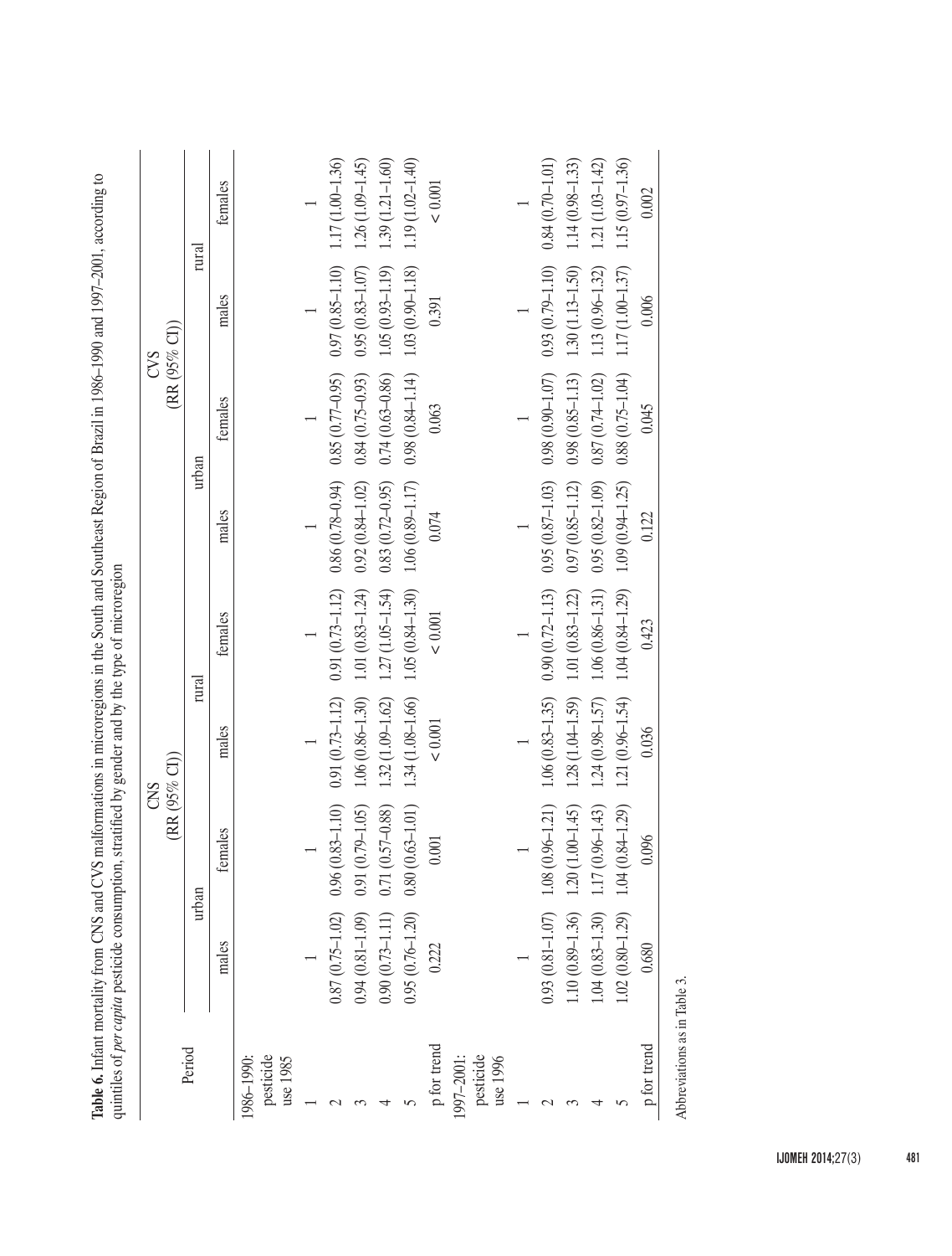**Table 6.** Infant mortality from CNS and CVS malformations in microregions in the South and Southeast Region of Brazil in 1986–1990 and 1997–2001, according to quintiles of *per capita* pesticide consumption, stratified by gender and by the type of microregion

| Period | CNS (RR (95% CI)) | | | | CVS (RR (95% CI)) | | | |
|---|---|---|---|---|---|---|---|---|
| | urban | | rural | | urban | | rural | |
| | males | females | males | females | males | females | males | females |
| 1986–1990: pesticide use 1985 | | | | | | | | |
| 1 | 1 | 1 | 1 | 1 | 1 | 1 | 1 | 1 |
| 2 | 0.87 (0.75–1.02) | 0.96 (0.83–1.10) | 0.91 (0.73–1.12) | 0.91 (0.73–1.12) | 0.86 (0.78–0.94) | 0.85 (0.77–0.95) | 0.97 (0.85–1.10) | 1.17 (1.00–1.36) |
| 3 | 0.94 (0.81–1.09) | 0.91 (0.79–1.05) | 1.06 (0.86–1.30) | 1.01 (0.83–1.24) | 0.92 (0.84–1.02) | 0.84 (0.75–0.93) | 0.95 (0.83–1.07) | 1.26 (1.09–1.45) |
| 4 | 0.90 (0.73–1.11) | 0.71 (0.57–0.88) | 1.32 (1.09–1.62) | 1.27 (1.05–1.54) | 0.83 (0.72–0.95) | 0.74 (0.63–0.86) | 1.05 (0.93–1.19) | 1.39 (1.21–1.60) |
| 5 | 0.95 (0.76–1.20) | 0.80 (0.63–1.01) | 1.34 (1.08–1.66) | 1.05 (0.84–1.30) | 1.06 (0.89–1.17) | 0.98 (0.84–1.14) | 1.03 (0.90–1.18) | 1.19 (1.02–1.40) |
| p for trend | 0.222 | 0.001 | < 0.001 | < 0.001 | 0.074 | 0.063 | 0.391 | < 0.001 |
| 1997–2001: pesticide use 1996 | | | | | | | | |
| 1 | 1 | 1 | 1 | 1 | 1 | 1 | 1 | 1 |
| 2 | 0.93 (0.81–1.07) | 1.08 (0.96–1.21) | 1.06 (0.83–1.35) | 0.90 (0.72–1.13) | 0.95 (0.87–1.03) | 0.98 (0.90–1.07) | 0.93 (0.79–1.10) | 0.84 (0.70–1.01) |
| 3 | 1.10 (0.89–1.36) | 1.20 (1.00–1.45) | 1.28 (1.04–1.59) | 1.01 (0.83–1.22) | 0.97 (0.85–1.12) | 0.98 (0.85–1.13) | 1.30 (1.13–1.50) | 1.14 (0.98–1.33) |
| 4 | 1.04 (0.83–1.30) | 1.17 (0.96–1.43) | 1.24 (0.98–1.57) | 1.06 (0.86–1.31) | 0.95 (0.82–1.09) | 0.87 (0.74–1.02) | 1.13 (0.96–1.32) | 1.21 (1.03–1.42) |
| 5 | 1.02 (0.80–1.29) | 1.04 (0.84–1.29) | 1.21 (0.96–1.54) | 1.04 (0.84–1.29) | 1.09 (0.94–1.25) | 0.88 (0.75–1.04) | 1.17 (1.00–1.37) | 1.15 (0.97–1.36) |
| p for trend | 0.680 | 0.096 | 0.036 | 0.423 | 0.122 | 0.045 | 0.006 | 0.002 |

Abbreviations as in Table 3.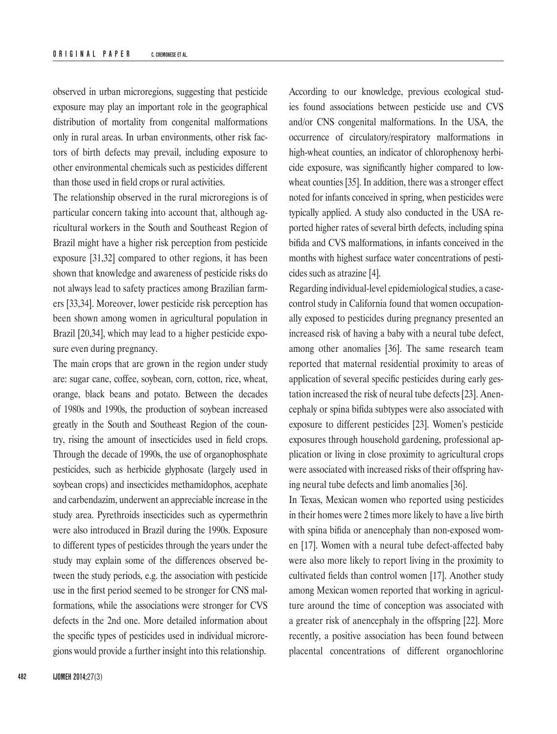observed in urban microregions, suggesting that pesticide exposure may play an important role in the geographical distribution of mortality from congenital malformations only in rural areas. In urban environments, other risk factors of birth defects may prevail, including exposure to other environmental chemicals such as pesticides different than those used in field crops or rural activities.

The relationship observed in the rural microregions is of particular concern taking into account that, although agricultural workers in the South and Southeast Region of Brazil might have a higher risk perception from pesticide exposure [31,32] compared to other regions, it has been shown that knowledge and awareness of pesticide risks do not always lead to safety practices among Brazilian farmers [33,34]. Moreover, lower pesticide risk perception has been shown among women in agricultural population in Brazil [20,34], which may lead to a higher pesticide exposure even during pregnancy.

The main crops that are grown in the region under study are: sugar cane, coffee, soybean, corn, cotton, rice, wheat, orange, black beans and potato. Between the decades of 1980s and 1990s, the production of soybean increased greatly in the South and Southeast Region of the country, rising the amount of insecticides used in field crops. Through the decade of 1990s, the use of organophosphate pesticides, such as herbicide glyphosate (largely used in soybean crops) and insecticides methamidophos, acephate and carbendazim, underwent an appreciable increase in the study area. Pyrethroids insecticides such as cypermethrin were also introduced in Brazil during the 1990s. Exposure to different types of pesticides through the years under the study may explain some of the differences observed between the study periods, e.g. the association with pesticide use in the first period seemed to be stronger for CNS malformations, while the associations were stronger for CVS defects in the 2nd one. More detailed information about the specific types of pesticides used in individual microregions would provide a further insight into this relationship.

According to our knowledge, previous ecological studies found associations between pesticide use and CVS and/or CNS congenital malformations. In the USA, the occurrence of circulatory/respiratory malformations in high-wheat counties, an indicator of chlorophenoxy herbicide exposure, was significantly higher compared to low-wheat counties [35]. In addition, there was a stronger effect noted for infants conceived in spring, when pesticides were typically applied. A study also conducted in the USA reported higher rates of several birth defects, including spina bifida and CVS malformations, in infants conceived in the months with highest surface water concentrations of pesticides such as atrazine [4].

Regarding individual-level epidemiological studies, a case-control study in California found that women occupationally exposed to pesticides during pregnancy presented an increased risk of having a baby with a neural tube defect, among other anomalies [36]. The same research team reported that maternal residential proximity to areas of application of several specific pesticides during early gestation increased the risk of neural tube defects [23]. Anencephaly or spina bifida subtypes were also associated with exposure to different pesticides [23]. Women's pesticide exposures through household gardening, professional application or living in close proximity to agricultural crops were associated with increased risks of their offspring having neural tube defects and limb anomalies [36].

In Texas, Mexican women who reported using pesticides in their homes were 2 times more likely to have a live birth with spina bifida or anencephaly than non-exposed women [17]. Women with a neural tube defect-affected baby were also more likely to report living in the proximity to cultivated fields than control women [17]. Another study among Mexican women reported that working in agriculture around the time of conception was associated with a greater risk of anencephaly in the offspring [22]. More recently, a positive association has been found between placental concentrations of different organochlorine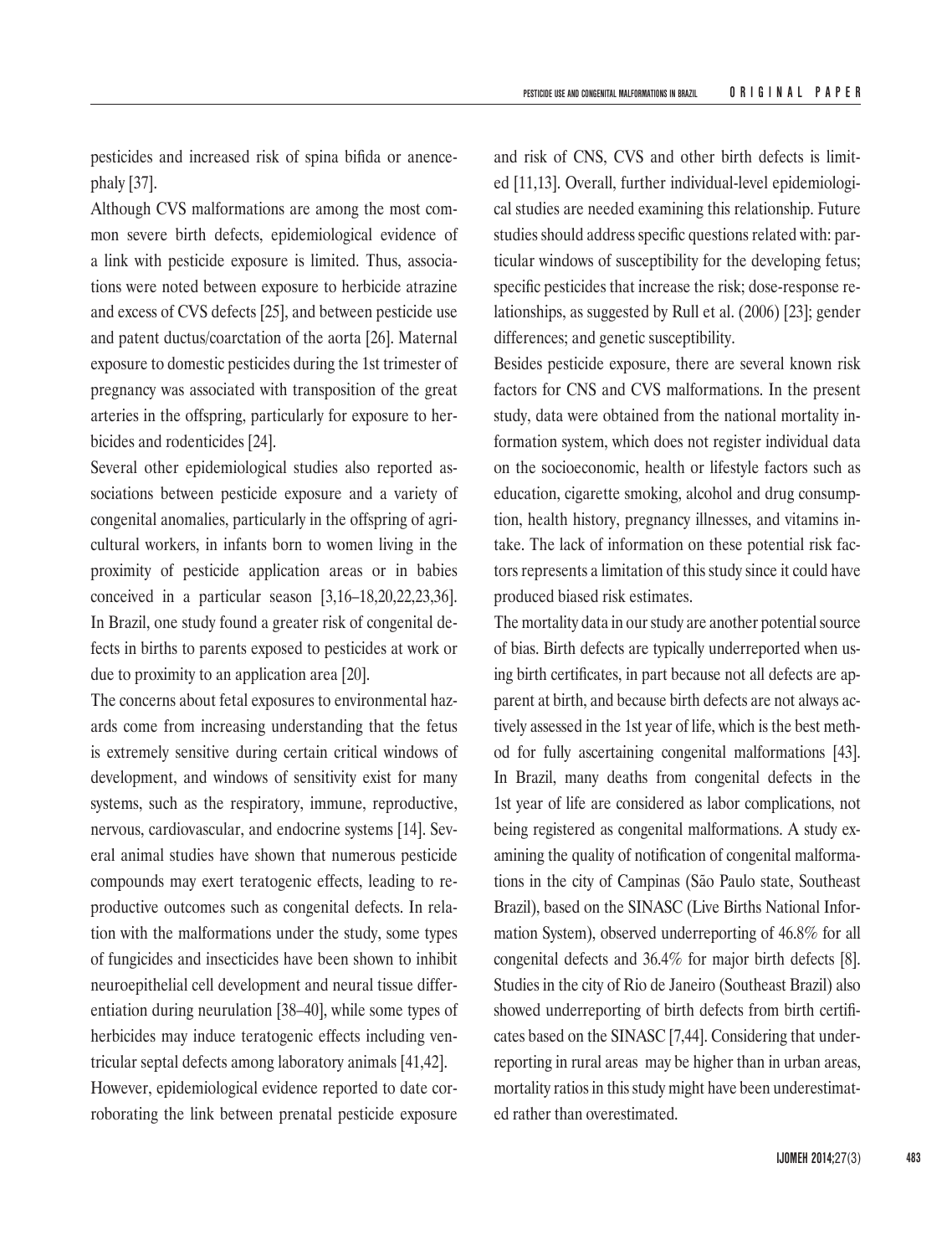pesticides and increased risk of spina bifida or anencephaly [37].

Although CVS malformations are among the most common severe birth defects, epidemiological evidence of a link with pesticide exposure is limited. Thus, associations were noted between exposure to herbicide atrazine and excess of CVS defects [25], and between pesticide use and patent ductus/coarctation of the aorta [26]. Maternal exposure to domestic pesticides during the 1st trimester of pregnancy was associated with transposition of the great arteries in the offspring, particularly for exposure to herbicides and rodenticides [24].

Several other epidemiological studies also reported associations between pesticide exposure and a variety of congenital anomalies, particularly in the offspring of agricultural workers, in infants born to women living in the proximity of pesticide application areas or in babies conceived in a particular season [3,16–18,20,22,23,36]. In Brazil, one study found a greater risk of congenital defects in births to parents exposed to pesticides at work or due to proximity to an application area [20].

The concerns about fetal exposures to environmental hazards come from increasing understanding that the fetus is extremely sensitive during certain critical windows of development, and windows of sensitivity exist for many systems, such as the respiratory, immune, reproductive, nervous, cardiovascular, and endocrine systems [14]. Several animal studies have shown that numerous pesticide compounds may exert teratogenic effects, leading to reproductive outcomes such as congenital defects. In relation with the malformations under the study, some types of fungicides and insecticides have been shown to inhibit neuroepithelial cell development and neural tissue differentiation during neurulation [38–40], while some types of herbicides may induce teratogenic effects including ventricular septal defects among laboratory animals [41,42].

However, epidemiological evidence reported to date corroborating the link between prenatal pesticide exposure and risk of CNS, CVS and other birth defects is limited [11,13]. Overall, further individual-level epidemiological studies are needed examining this relationship. Future studies should address specific questions related with: particular windows of susceptibility for the developing fetus; specific pesticides that increase the risk; dose-response relationships, as suggested by Rull et al. (2006) [23]; gender differences; and genetic susceptibility.

Besides pesticide exposure, there are several known risk factors for CNS and CVS malformations. In the present study, data were obtained from the national mortality information system, which does not register individual data on the socioeconomic, health or lifestyle factors such as education, cigarette smoking, alcohol and drug consumption, health history, pregnancy illnesses, and vitamins intake. The lack of information on these potential risk factors represents a limitation of this study since it could have produced biased risk estimates.

The mortality data in our study are another potential source of bias. Birth defects are typically underreported when using birth certificates, in part because not all defects are apparent at birth, and because birth defects are not always actively assessed in the 1st year of life, which is the best method for fully ascertaining congenital malformations [43]. In Brazil, many deaths from congenital defects in the 1st year of life are considered as labor complications, not being registered as congenital malformations. A study examining the quality of notification of congenital malformations in the city of Campinas (São Paulo state, Southeast Brazil), based on the SINASC (Live Births National Information System), observed underreporting of 46.8% for all congenital defects and 36.4% for major birth defects [8]. Studies in the city of Rio de Janeiro (Southeast Brazil) also showed underreporting of birth defects from birth certificates based on the SINASC [7,44]. Considering that underreporting in rural areas may be higher than in urban areas, mortality ratios in this study might have been underestimated rather than overestimated.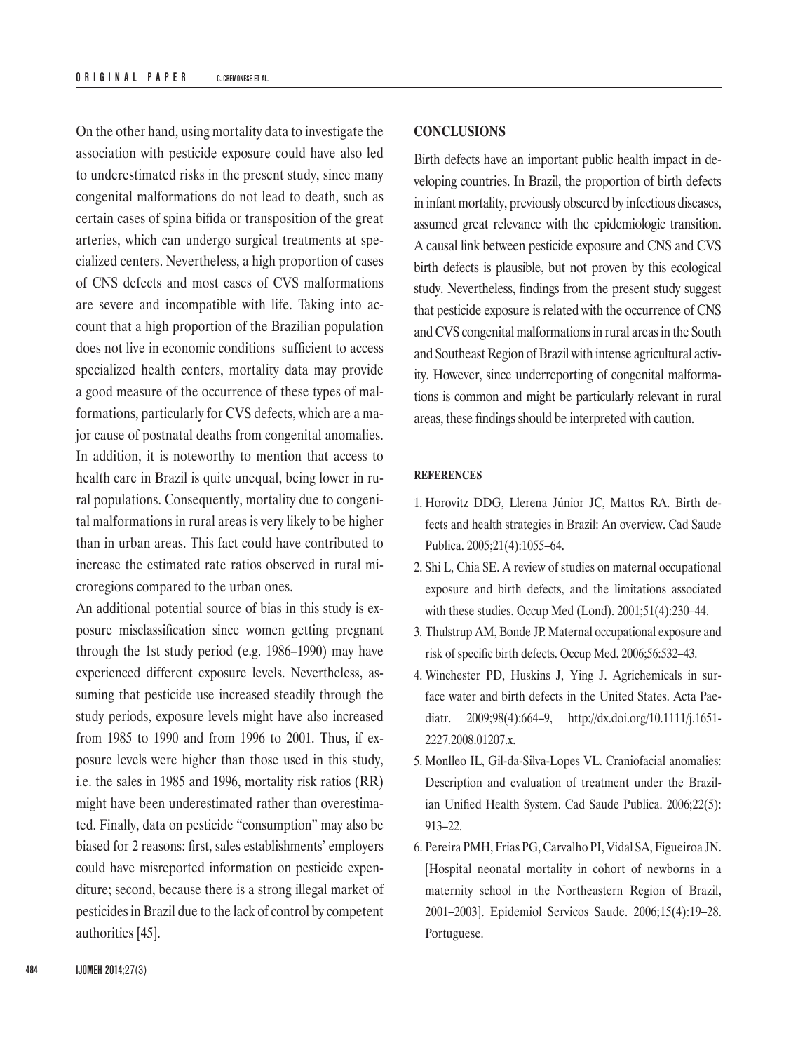On the other hand, using mortality data to investigate the association with pesticide exposure could have also led to underestimated risks in the present study, since many congenital malformations do not lead to death, such as certain cases of spina bifida or transposition of the great arteries, which can undergo surgical treatments at specialized centers. Nevertheless, a high proportion of cases of CNS defects and most cases of CVS malformations are severe and incompatible with life. Taking into account that a high proportion of the Brazilian population does not live in economic conditions sufficient to access specialized health centers, mortality data may provide a good measure of the occurrence of these types of malformations, particularly for CVS defects, which are a major cause of postnatal deaths from congenital anomalies. In addition, it is noteworthy to mention that access to health care in Brazil is quite unequal, being lower in rural populations. Consequently, mortality due to congenital malformations in rural areas is very likely to be higher than in urban areas. This fact could have contributed to increase the estimated rate ratios observed in rural microregions compared to the urban ones.

An additional potential source of bias in this study is exposure misclassification since women getting pregnant through the 1st study period (e.g. 1986–1990) may have experienced different exposure levels. Nevertheless, assuming that pesticide use increased steadily through the study periods, exposure levels might have also increased from 1985 to 1990 and from 1996 to 2001. Thus, if exposure levels were higher than those used in this study, i.e. the sales in 1985 and 1996, mortality risk ratios (RR) might have been underestimated rather than overestimated. Finally, data on pesticide "consumption" may also be biased for 2 reasons: first, sales establishments' employers could have misreported information on pesticide expenditure; second, because there is a strong illegal market of pesticides in Brazil due to the lack of control by competent authorities [45].

## CONCLUSIONS

Birth defects have an important public health impact in developing countries. In Brazil, the proportion of birth defects in infant mortality, previously obscured by infectious diseases, assumed great relevance with the epidemiologic transition. A causal link between pesticide exposure and CNS and CVS birth defects is plausible, but not proven by this ecological study. Nevertheless, findings from the present study suggest that pesticide exposure is related with the occurrence of CNS and CVS congenital malformations in rural areas in the South and Southeast Region of Brazil with intense agricultural activity. However, since underreporting of congenital malformations is common and might be particularly relevant in rural areas, these findings should be interpreted with caution.

## REFERENCES

1. Horovitz DDG, Llerena Júnior JC, Mattos RA. Birth defects and health strategies in Brazil: An overview. Cad Saude Publica. 2005;21(4):1055–64.
2. Shi L, Chia SE. A review of studies on maternal occupational exposure and birth defects, and the limitations associated with these studies. Occup Med (Lond). 2001;51(4):230–44.
3. Thulstrup AM, Bonde JP. Maternal occupational exposure and risk of specific birth defects. Occup Med. 2006;56:532–43.
4. Winchester PD, Huskins J, Ying J. Agrichemicals in surface water and birth defects in the United States. Acta Paediatr. 2009;98(4):664–9, http://dx.doi.org/10.1111/j.1651-2227.2008.01207.x.
5. Monlleo IL, Gil-da-Silva-Lopes VL. Craniofacial anomalies: Description and evaluation of treatment under the Brazilian Unified Health System. Cad Saude Publica. 2006;22(5):913–22.
6. Pereira PMH, Frias PG, Carvalho PI, Vidal SA, Figueiroa JN. [Hospital neonatal mortality in cohort of newborns in a maternity school in the Northeastern Region of Brazil, 2001–2003]. Epidemiol Servicos Saude. 2006;15(4):19–28. Portuguese.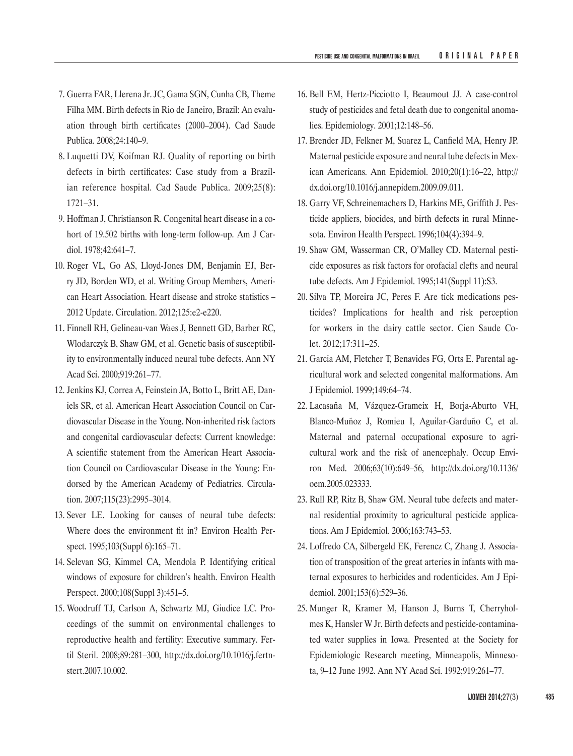7. Guerra FAR, Llerena Jr. JC, Gama SGN, Cunha CB, Theme Filha MM. Birth defects in Rio de Janeiro, Brazil: An evaluation through birth certificates (2000–2004). Cad Saude Publica. 2008;24:140–9.
8. Luquetti DV, Koifman RJ. Quality of reporting on birth defects in birth certificates: Case study from a Brazilian reference hospital. Cad Saude Publica. 2009;25(8): 1721–31.
9. Hoffman J, Christianson R. Congenital heart disease in a cohort of 19.502 births with long-term follow-up. Am J Cardiol. 1978;42:641–7.
10. Roger VL, Go AS, Lloyd-Jones DM, Benjamin EJ, Berry JD, Borden WD, et al. Writing Group Members, American Heart Association. Heart disease and stroke statistics – 2012 Update. Circulation. 2012;125:e2-e220.
11. Finnell RH, Gelineau-van Waes J, Bennett GD, Barber RC, Wlodarczyk B, Shaw GM, et al. Genetic basis of susceptibility to environmentally induced neural tube defects. Ann NY Acad Sci. 2000;919:261–77.
12. Jenkins KJ, Correa A, Feinstein JA, Botto L, Britt AE, Daniels SR, et al. American Heart Association Council on Cardiovascular Disease in the Young. Non-inherited risk factors and congenital cardiovascular defects: Current knowledge: A scientific statement from the American Heart Association Council on Cardiovascular Disease in the Young: Endorsed by the American Academy of Pediatrics. Circulation. 2007;115(23):2995–3014.
13. Sever LE. Looking for causes of neural tube defects: Where does the environment fit in? Environ Health Perspect. 1995;103(Suppl 6):165–71.
14. Selevan SG, Kimmel CA, Mendola P. Identifying critical windows of exposure for children's health. Environ Health Perspect. 2000;108(Suppl 3):451–5.
15. Woodruff TJ, Carlson A, Schwartz MJ, Giudice LC. Proceedings of the summit on environmental challenges to reproductive health and fertility: Executive summary. Fertil Steril. 2008;89:281–300, http://dx.doi.org/10.1016/j.fertnstert.2007.10.002.
16. Bell EM, Hertz-Picciotto I, Beaumout JJ. A case-control study of pesticides and fetal death due to congenital anomalies. Epidemiology. 2001;12:148–56.
17. Brender JD, Felkner M, Suarez L, Canfield MA, Henry JP. Maternal pesticide exposure and neural tube defects in Mexican Americans. Ann Epidemiol. 2010;20(1):16–22, http://dx.doi.org/10.1016/j.annepidem.2009.09.011.
18. Garry VF, Schreinemachers D, Harkins ME, Griffith J. Pesticide appliers, biocides, and birth defects in rural Minnesota. Environ Health Perspect. 1996;104(4):394–9.
19. Shaw GM, Wasserman CR, O'Malley CD. Maternal pesticide exposures as risk factors for orofacial clefts and neural tube defects. Am J Epidemiol. 1995;141(Suppl 11):S3.
20. Silva TP, Moreira JC, Peres F. Are tick medications pesticides? Implications for health and risk perception for workers in the dairy cattle sector. Cien Saude Colet. 2012;17:311–25.
21. Garcia AM, Fletcher T, Benavides FG, Orts E. Parental agricultural work and selected congenital malformations. Am J Epidemiol. 1999;149:64–74.
22. Lacasaña M, Vázquez-Grameix H, Borja-Aburto VH, Blanco-Muñoz J, Romieu I, Aguilar-Garduño C, et al. Maternal and paternal occupational exposure to agricultural work and the risk of anencephaly. Occup Environ Med. 2006;63(10):649–56, http://dx.doi.org/10.1136/oem.2005.023333.
23. Rull RP, Ritz B, Shaw GM. Neural tube defects and maternal residential proximity to agricultural pesticide applications. Am J Epidemiol. 2006;163:743–53.
24. Loffredo CA, Silbergeld EK, Ferencz C, Zhang J. Association of transposition of the great arteries in infants with maternal exposures to herbicides and rodenticides. Am J Epidemiol. 2001;153(6):529–36.
25. Munger R, Kramer M, Hanson J, Burns T, Cherryholmes K, Hansler W Jr. Birth defects and pesticide-contaminated water supplies in Iowa. Presented at the Society for Epidemiologic Research meeting, Minneapolis, Minnesota, 9–12 June 1992. Ann NY Acad Sci. 1992;919:261–77.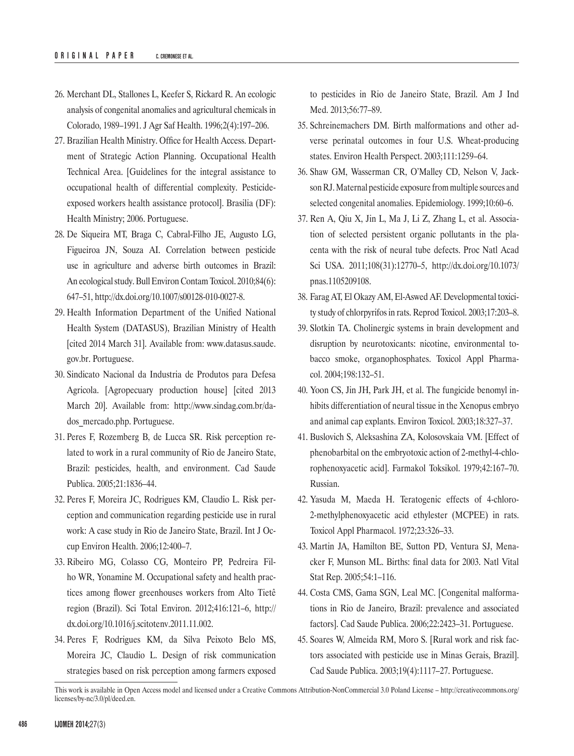26. Merchant DL, Stallones L, Keefer S, Rickard R. An ecologic analysis of congenital anomalies and agricultural chemicals in Colorado, 1989–1991. J Agr Saf Health. 1996;2(4):197–206.
27. Brazilian Health Ministry. Office for Health Access. Department of Strategic Action Planning. Occupational Health Technical Area. [Guidelines for the integral assistance to occupational health of differential complexity. Pesticide-exposed workers health assistance protocol]. Brasilia (DF): Health Ministry; 2006. Portuguese.
28. De Siqueira MT, Braga C, Cabral-Filho JE, Augusto LG, Figueiroa JN, Souza AI. Correlation between pesticide use in agriculture and adverse birth outcomes in Brazil: An ecological study. Bull Environ Contam Toxicol. 2010;84(6):647–51, http://dx.doi.org/10.1007/s00128-010-0027-8.
29. Health Information Department of the Unified National Health System (DATASUS), Brazilian Ministry of Health [cited 2014 March 31]. Available from: www.datasus.saude.gov.br. Portuguese.
30. Sindicato Nacional da Industria de Produtos para Defesa Agricola. [Agropecuary production house] [cited 2013 March 20]. Available from: http://www.sindag.com.br/dados_mercado.php. Portuguese.
31. Peres F, Rozemberg B, de Lucca SR. Risk perception related to work in a rural community of Rio de Janeiro State, Brazil: pesticides, health, and environment. Cad Saude Publica. 2005;21:1836–44.
32. Peres F, Moreira JC, Rodrigues KM, Claudio L. Risk perception and communication regarding pesticide use in rural work: A case study in Rio de Janeiro State, Brazil. Int J Occup Environ Health. 2006;12:400–7.
33. Ribeiro MG, Colasso CG, Monteiro PP, Pedreira Filho WR, Yonamine M. Occupational safety and health practices among flower greenhouses workers from Alto Tietê region (Brazil). Sci Total Environ. 2012;416:121–6, http://dx.doi.org/10.1016/j.scitotenv.2011.11.002.
34. Peres F, Rodrigues KM, da Silva Peixoto Belo MS, Moreira JC, Claudio L. Design of risk communication strategies based on risk perception among farmers exposed to pesticides in Rio de Janeiro State, Brazil. Am J Ind Med. 2013;56:77–89.
35. Schreinemachers DM. Birth malformations and other adverse perinatal outcomes in four U.S. Wheat-producing states. Environ Health Perspect. 2003;111:1259–64.
36. Shaw GM, Wasserman CR, O'Malley CD, Nelson V, Jackson RJ. Maternal pesticide exposure from multiple sources and selected congenital anomalies. Epidemiology. 1999;10:60–6.
37. Ren A, Qiu X, Jin L, Ma J, Li Z, Zhang L, et al. Association of selected persistent organic pollutants in the placenta with the risk of neural tube defects. Proc Natl Acad Sci USA. 2011;108(31):12770–5, http://dx.doi.org/10.1073/pnas.1105209108.
38. Farag AT, El Okazy AM, El-Aswed AF. Developmental toxicity study of chlorpyrifos in rats. Reprod Toxicol. 2003;17:203–8.
39. Slotkin TA. Cholinergic systems in brain development and disruption by neurotoxicants: nicotine, environmental tobacco smoke, organophosphates. Toxicol Appl Pharmacol. 2004;198:132–51.
40. Yoon CS, Jin JH, Park JH, et al. The fungicide benomyl inhibits differentiation of neural tissue in the Xenopus embryo and animal cap explants. Environ Toxicol. 2003;18:327–37.
41. Buslovich S, Aleksashina ZA, Kolosovskaia VM. [Effect of phenobarbital on the embryotoxic action of 2-methyl-4-chlorophenoxyacetic acid]. Farmakol Toksikol. 1979;42:167–70. Russian.
42. Yasuda M, Maeda H. Teratogenic effects of 4-chloro-2-methylphenoxyacetic acid ethylester (MCPEE) in rats. Toxicol Appl Pharmacol. 1972;23:326–33.
43. Martin JA, Hamilton BE, Sutton PD, Ventura SJ, Menacker F, Munson ML. Births: final data for 2003. Natl Vital Stat Rep. 2005;54:1–116.
44. Costa CMS, Gama SGN, Leal MC. [Congenital malformations in Rio de Janeiro, Brazil: prevalence and associated factors]. Cad Saude Publica. 2006;22:2423–31. Portuguese.
45. Soares W, Almeida RM, Moro S. [Rural work and risk factors associated with pesticide use in Minas Gerais, Brazil]. Cad Saude Publica. 2003;19(4):1117–27. Portuguese.

This work is available in Open Access model and licensed under a Creative Commons Attribution-NonCommercial 3.0 Poland License – http://creativecommons.org/licenses/by-nc/3.0/pl/deed.en.